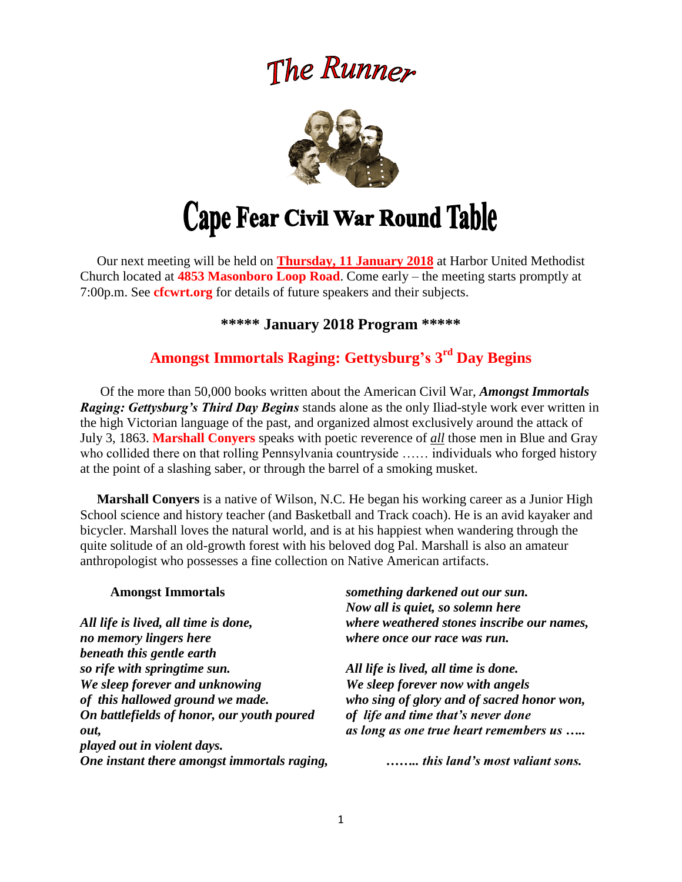# The Runner

# Cape Fear Civil War Round Table

Our next meeting will be held on **Thursday, 11 January 2018** at Harbor United Methodist Church located at **4853 Masonboro Loop Road**. Come early – the meeting starts promptly at 7:00p.m. See **cfcwrt.org** for details of future speakers and their subjects.

### \*\*\*\*\* January 2018 Program \*\*\*\*\*

## Amongst Immortals Raging: Gettysburg's 3rd Day Begins

Of the more than 50,000 books written about the American Civil War, ***Amongst Immortals Raging: Gettysburg's Third Day Begins*** stands alone as the only Iliad-style work ever written in the high Victorian language of the past, and organized almost exclusively around the attack of July 3, 1863. **Marshall Conyers** speaks with poetic reverence of ***all*** those men in Blue and Gray who collided there on that rolling Pennsylvania countryside …… individuals who forged history at the point of a slashing saber, or through the barrel of a smoking musket.

**Marshall Conyers** is a native of Wilson, N.C. He began his working career as a Junior High School science and history teacher (and Basketball and Track coach). He is an avid kayaker and bicycler. Marshall loves the natural world, and is at his happiest when wandering through the quite solitude of an old-growth forest with his beloved dog Pal. Marshall is also an amateur anthropologist who possesses a fine collection on Native American artifacts.

**Amongst Immortals**

***All life is lived, all time is done,***
***no memory lingers here***
***beneath this gentle earth***
***so rife with springtime sun.***
***We sleep forever and unknowing***
***of this hallowed ground we made.***
***On battlefields of honor, our youth poured out,***
***played out in violent days.***
***One instant there amongst immortals raging,***
***something darkened out our sun.***
***Now all is quiet, so solemn here***
***where weathered stones inscribe our names,***
***where once our race was run.***

***All life is lived, all time is done.***
***We sleep forever now with angels***
***who sing of glory and of sacred honor won,***
***of life and time that's never done***
***as long as one true heart remembers us …..***

***…….. this land's most valiant sons.***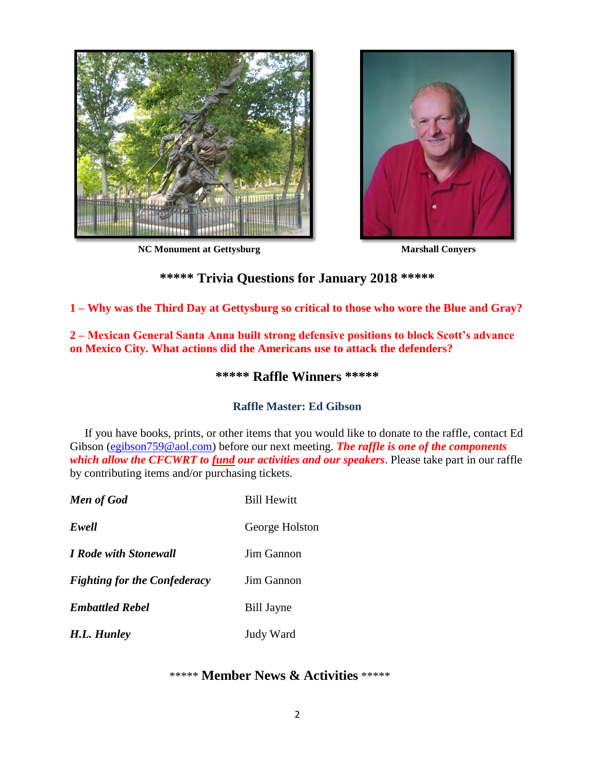NC Monument at Gettysburg

Marshall Conyers

## ***** Trivia Questions for January 2018 *****

**1 – Why was the Third Day at Gettysburg so critical to those who wore the Blue and Gray?**

**2 – Mexican General Santa Anna built strong defensive positions to block Scott's advance on Mexico City. What actions did the Americans use to attack the defenders?**

## ***** Raffle Winners *****

### Raffle Master: Ed Gibson

If you have books, prints, or other items that you would like to donate to the raffle, contact Ed Gibson (egibson759@aol.com) before our next meeting. ***The raffle is one of the components which allow the CFCWRT to fund our activities and our speakers***. Please take part in our raffle by contributing items and/or purchasing tickets.

| | |
|---|---|
| ***Men of God*** | Bill Hewitt |
| ***Ewell*** | George Holston |
| ***I Rode with Stonewall*** | Jim Gannon |
| ***Fighting for the Confederacy*** | Jim Gannon |
| ***Embattled Rebel*** | Bill Jayne |
| ***H.L. Hunley*** | Judy Ward |

## ***** Member News & Activities *****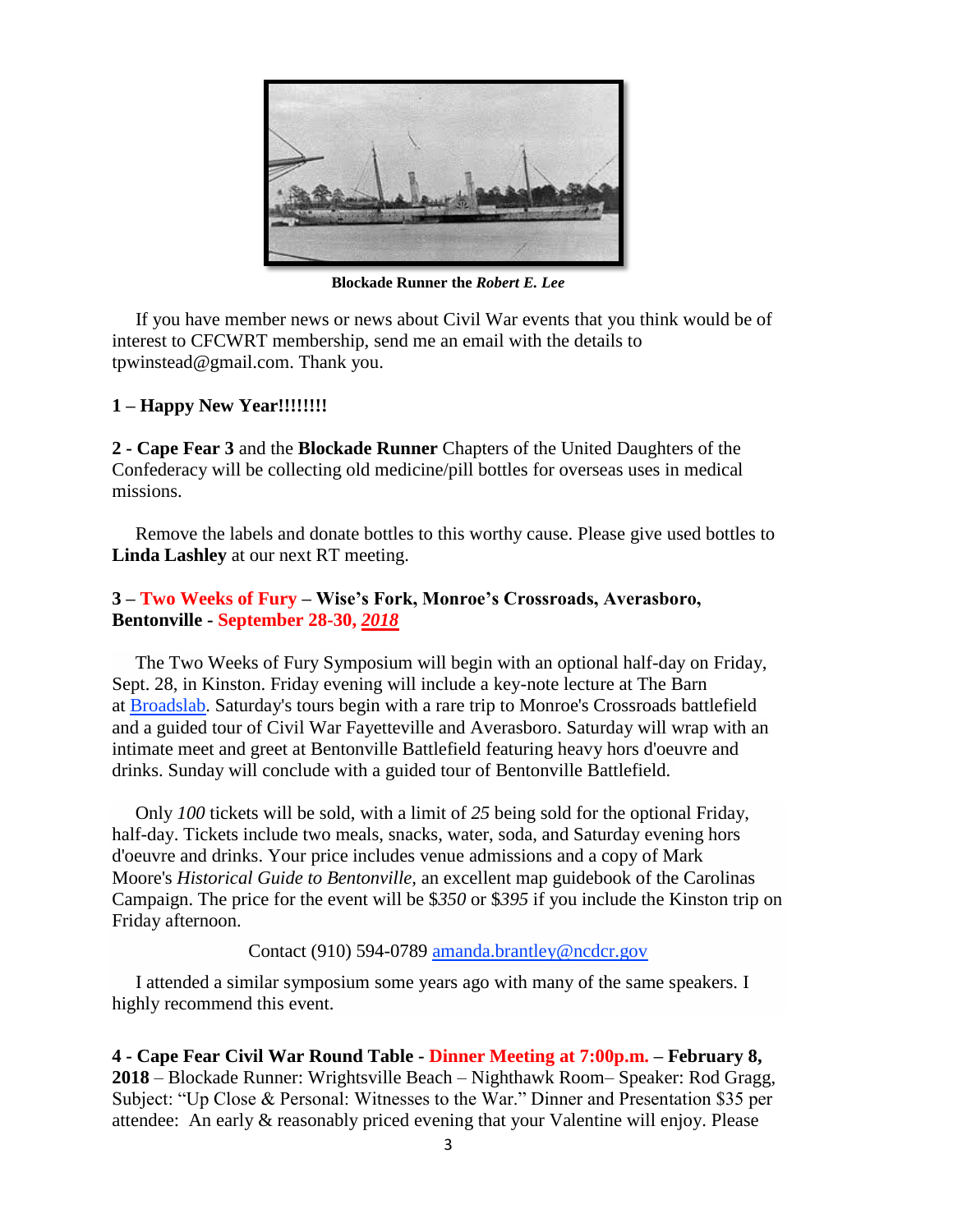**Blockade Runner the *Robert E. Lee***

If you have member news or news about Civil War events that you think would be of interest to CFCWRT membership, send me an email with the details to tpwinstead@gmail.com. Thank you.

**1 – Happy New Year!!!!!!!!**

**2 - Cape Fear 3** and the **Blockade Runner** Chapters of the United Daughters of the Confederacy will be collecting old medicine/pill bottles for overseas uses in medical missions.

Remove the labels and donate bottles to this worthy cause. Please give used bottles to **Linda Lashley** at our next RT meeting.

**3 – Two Weeks of Fury – Wise's Fork, Monroe's Crossroads, Averasboro, Bentonville - September 28-30, *2018***

The Two Weeks of Fury Symposium will begin with an optional half-day on Friday, Sept. 28, in Kinston. Friday evening will include a key-note lecture at The Barn at Broadslab. Saturday's tours begin with a rare trip to Monroe's Crossroads battlefield and a guided tour of Civil War Fayetteville and Averasboro. Saturday will wrap with an intimate meet and greet at Bentonville Battlefield featuring heavy hors d'oeuvre and drinks. Sunday will conclude with a guided tour of Bentonville Battlefield.

Only *100* tickets will be sold, with a limit of *25* being sold for the optional Friday, half-day. Tickets include two meals, snacks, water, soda, and Saturday evening hors d'oeuvre and drinks. Your price includes venue admissions and a copy of Mark Moore's *Historical Guide to Bentonville,* an excellent map guidebook of the Carolinas Campaign. The price for the event will be $*350* or $*395* if you include the Kinston trip on Friday afternoon.

Contact (910) 594-0789 amanda.brantley@ncdcr.gov

I attended a similar symposium some years ago with many of the same speakers. I highly recommend this event.

**4 - Cape Fear Civil War Round Table - Dinner Meeting at 7:00p.m. – February 8, 2018** – Blockade Runner: Wrightsville Beach – Nighthawk Room– Speaker: Rod Gragg, Subject: "Up Close & Personal: Witnesses to the War." Dinner and Presentation $35 per attendee: An early & reasonably priced evening that your Valentine will enjoy. Please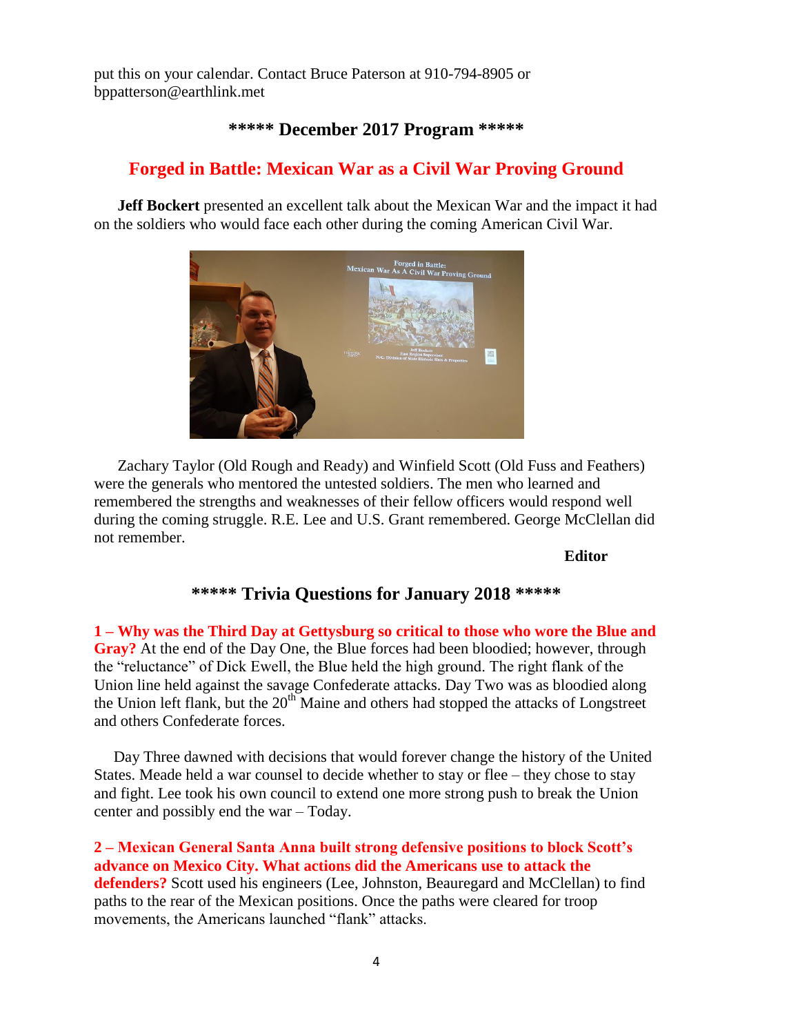put this on your calendar. Contact Bruce Paterson at 910-794-8905 or bppatterson@earthlink.met

## ***** December 2017 Program *****

## Forged in Battle: Mexican War as a Civil War Proving Ground

**Jeff Bockert** presented an excellent talk about the Mexican War and the impact it had on the soldiers who would face each other during the coming American Civil War.

Zachary Taylor (Old Rough and Ready) and Winfield Scott (Old Fuss and Feathers) were the generals who mentored the untested soldiers. The men who learned and remembered the strengths and weaknesses of their fellow officers would respond well during the coming struggle. R.E. Lee and U.S. Grant remembered. George McClellan did not remember.

**Editor**

## ***** Trivia Questions for January 2018 *****

**1 – Why was the Third Day at Gettysburg so critical to those who wore the Blue and Gray?** At the end of the Day One, the Blue forces had been bloodied; however, through the "reluctance" of Dick Ewell, the Blue held the high ground. The right flank of the Union line held against the savage Confederate attacks. Day Two was as bloodied along the Union left flank, but the 20th Maine and others had stopped the attacks of Longstreet and others Confederate forces.

Day Three dawned with decisions that would forever change the history of the United States. Meade held a war counsel to decide whether to stay or flee – they chose to stay and fight. Lee took his own council to extend one more strong push to break the Union center and possibly end the war – Today.

**2 – Mexican General Santa Anna built strong defensive positions to block Scott's advance on Mexico City. What actions did the Americans use to attack the defenders?** Scott used his engineers (Lee, Johnston, Beauregard and McClellan) to find paths to the rear of the Mexican positions. Once the paths were cleared for troop movements, the Americans launched "flank" attacks.